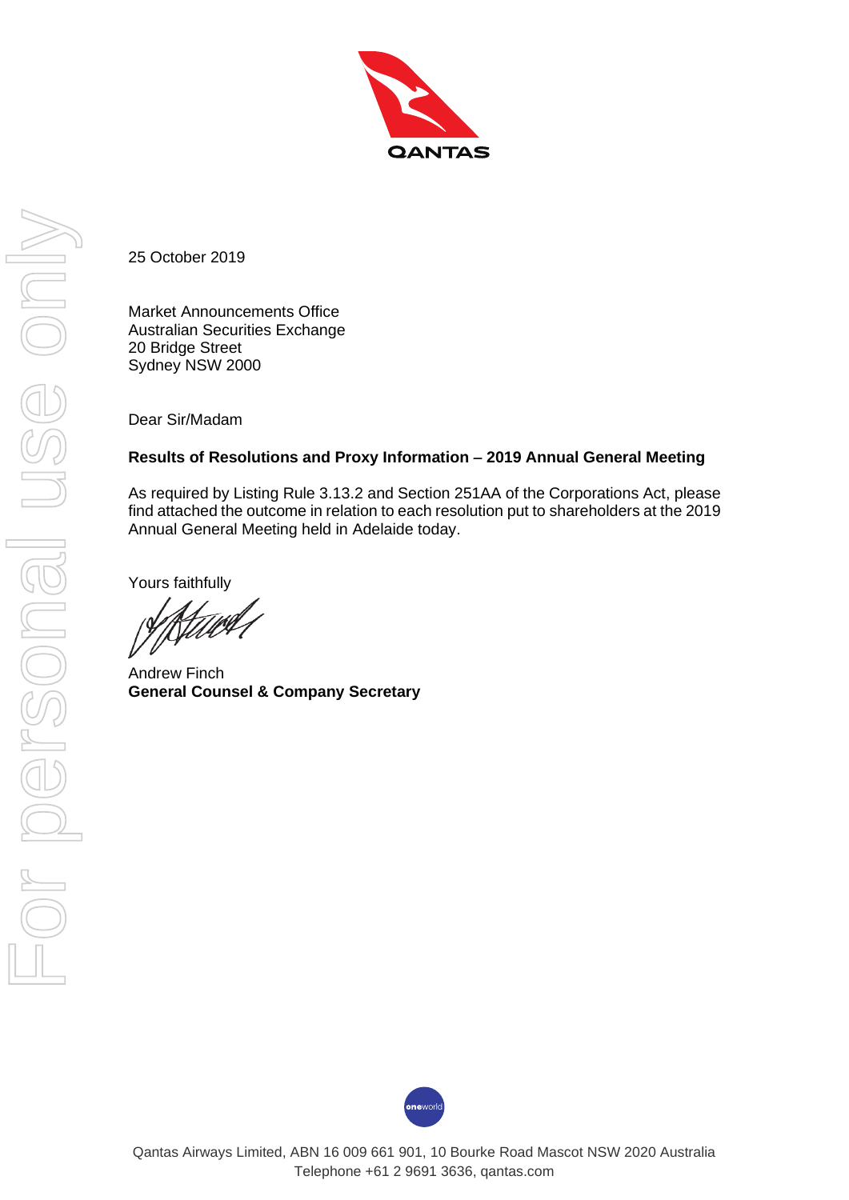25 October 2019

Market Announcements Office
Australian Securities Exchange
20 Bridge Street
Sydney NSW 2000

Dear Sir/Madam

**Results of Resolutions and Proxy Information – 2019 Annual General Meeting**

As required by Listing Rule 3.13.2 and Section 251AA of the Corporations Act, please find attached the outcome in relation to each resolution put to shareholders at the 2019 Annual General Meeting held in Adelaide today.

Yours faithfully

Andrew Finch
**General Counsel & Company Secretary**

Qantas Airways Limited, ABN 16 009 661 901, 10 Bourke Road Mascot NSW 2020 Australia
Telephone +61 2 9691 3636, qantas.com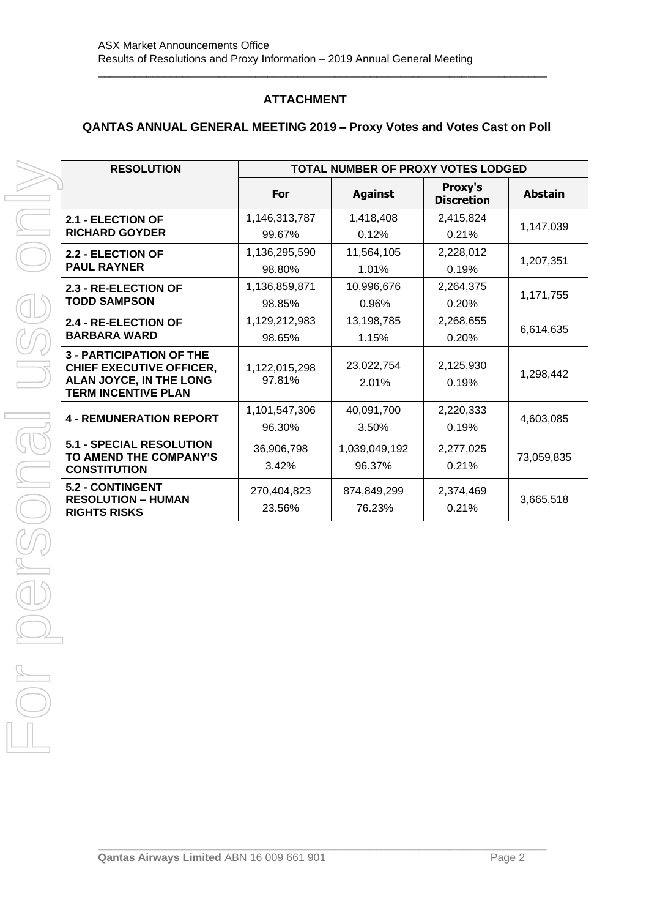## ATTACHMENT

### QANTAS ANNUAL GENERAL MEETING 2019 – Proxy Votes and Votes Cast on Poll

| RESOLUTION | TOTAL NUMBER OF PROXY VOTES LODGED | | | |
|---|---|---|---|---|
| | **For** | **Against** | **Proxy's Discretion** | **Abstain** |
| **2.1 - ELECTION OF RICHARD GOYDER** | 1,146,313,787<br>99.67% | 1,418,408<br>0.12% | 2,415,824<br>0.21% | 1,147,039 |
| **2.2 - ELECTION OF PAUL RAYNER** | 1,136,295,590<br>98.80% | 11,564,105<br>1.01% | 2,228,012<br>0.19% | 1,207,351 |
| **2.3 - RE-ELECTION OF TODD SAMPSON** | 1,136,859,871<br>98.85% | 10,996,676<br>0.96% | 2,264,375<br>0.20% | 1,171,755 |
| **2.4 - RE-ELECTION OF BARBARA WARD** | 1,129,212,983<br>98.65% | 13,198,785<br>1.15% | 2,268,655<br>0.20% | 6,614,635 |
| **3 - PARTICIPATION OF THE CHIEF EXECUTIVE OFFICER, ALAN JOYCE, IN THE LONG TERM INCENTIVE PLAN** | 1,122,015,298<br>97.81% | 23,022,754<br>2.01% | 2,125,930<br>0.19% | 1,298,442 |
| **4 - REMUNERATION REPORT** | 1,101,547,306<br>96.30% | 40,091,700<br>3.50% | 2,220,333<br>0.19% | 4,603,085 |
| **5.1 - SPECIAL RESOLUTION TO AMEND THE COMPANY'S CONSTITUTION** | 36,906,798<br>3.42% | 1,039,049,192<br>96.37% | 2,277,025<br>0.21% | 73,059,835 |
| **5.2 - CONTINGENT RESOLUTION – HUMAN RIGHTS RISKS** | 270,404,823<br>23.56% | 874,849,299<br>76.23% | 2,374,469<br>0.21% | 3,665,518 |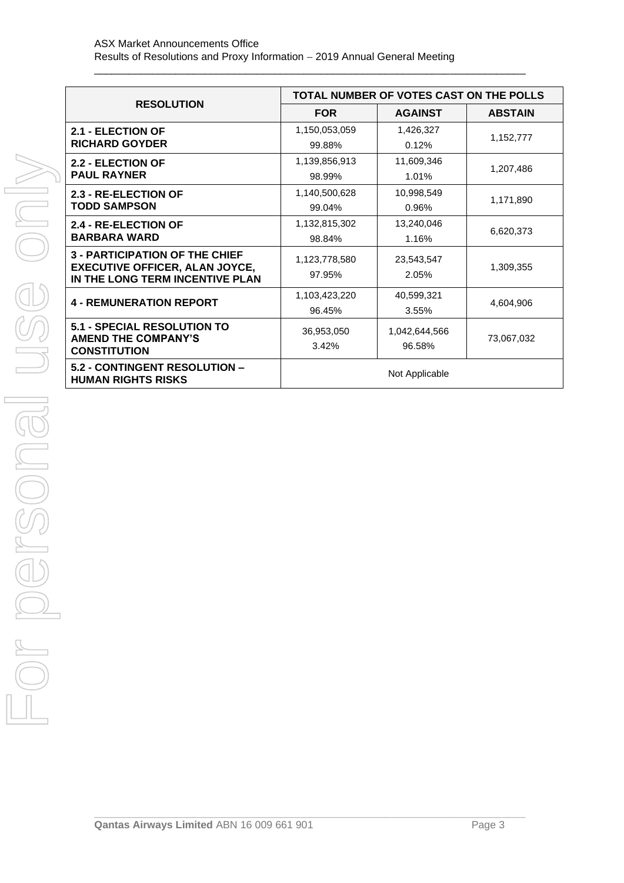| RESOLUTION | TOTAL NUMBER OF VOTES CAST ON THE POLLS | | |
|---|---|---|---|
| | **FOR** | **AGAINST** | **ABSTAIN** |
| **2.1 - ELECTION OF RICHARD GOYDER** | 1,150,053,059<br>99.88% | 1,426,327<br>0.12% | 1,152,777 |
| **2.2 - ELECTION OF PAUL RAYNER** | 1,139,856,913<br>98.99% | 11,609,346<br>1.01% | 1,207,486 |
| **2.3 - RE-ELECTION OF TODD SAMPSON** | 1,140,500,628<br>99.04% | 10,998,549<br>0.96% | 1,171,890 |
| **2.4 - RE-ELECTION OF BARBARA WARD** | 1,132,815,302<br>98.84% | 13,240,046<br>1.16% | 6,620,373 |
| **3 - PARTICIPATION OF THE CHIEF EXECUTIVE OFFICER, ALAN JOYCE, IN THE LONG TERM INCENTIVE PLAN** | 1,123,778,580<br>97.95% | 23,543,547<br>2.05% | 1,309,355 |
| **4 - REMUNERATION REPORT** | 1,103,423,220<br>96.45% | 40,599,321<br>3.55% | 4,604,906 |
| **5.1 - SPECIAL RESOLUTION TO AMEND THE COMPANY'S CONSTITUTION** | 36,953,050<br>3.42% | 1,042,644,566<br>96.58% | 73,067,032 |
| **5.2 - CONTINGENT RESOLUTION – HUMAN RIGHTS RISKS** | Not Applicable | | |